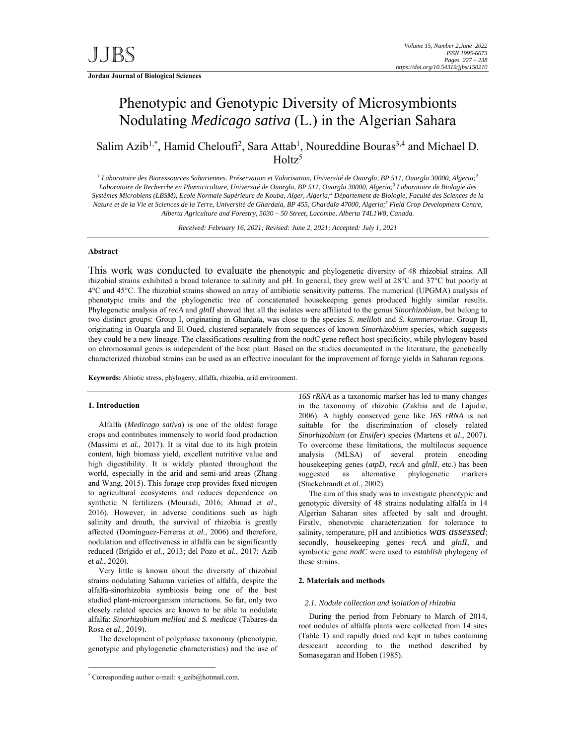# Phenotypic and Genotypic Diversity of Microsymbionts Nodulating *Medicago sativa* (L.) in the Algerian Sahara

Salim Azib[1,*], Hamid Cheloufi[2], Sara Attab[1], Noureddine Bouras[3,4] and Michael D. Holtz[5]

[1] *Laboratoire des Bioressources Sahariennes. Préservation et Valorisation, Université de Ouargla, BP 511, Ouargla 30000, Algeria;* [2] *Laboratoire de Recherche en Phœniciculture, Université de Ouargla, BP 511, Ouargla 30000, Algeria;* [3] *Laboratoire de Biologie des Systèmes Microbiens (LBSM), Ecole Normale Supérieure de Kouba, Alger, Algeria;* [4] *Département de Biologie, Faculté des Sciences de la Nature et de la Vie et Sciences de la Terre, Université de Ghardaia, BP 455, Ghardaïa 47000, Algeria;* [5] *Field Crop Development Centre, Alberta Agriculture and Forestry, 5030 – 50 Street, Lacombe, Alberta T4L1W8, Canada.*

*Received: February 16, 2021; Revised: June 2, 2021; Accepted: July 1, 2021*

**Abstract**

This work was conducted to evaluate the phenotypic and phylogenetic diversity of 48 rhizobial strains. All rhizobial strains exhibited a broad tolerance to salinity and pH. In general, they grew well at 28°C and 37°C but poorly at 4°C and 45°C. The rhizobial strains showed an array of antibiotic sensitivity patterns. The numerical (UPGMA) analysis of phenotypic traits and the phylogenetic tree of concatenated housekeeping genes produced highly similar results. Phylogenetic analysis of *recA* and *glnII* showed that all the isolates were affiliated to the genus *Sinorhizobium*, but belong to two distinct groups: Group I, originating in Ghardaïa, was close to the species *S. meliloti* and *S. kummerowiae*. Group II, originating in Ouargla and El Oued, clustered separately from sequences of known *Sinorhizobium* species, which suggests they could be a new lineage. The classifications resulting from the *nodC* gene reflect host specificity, while phylogeny based on chromosomal genes is independent of the host plant. Based on the studies documented in the literature, the genetically characterized rhizobial strains can be used as an effective inoculant for the improvement of forage yields in Saharan regions.

**Keywords:** Abiotic stress, phylogeny, alfalfa, rhizobia, arid environment.

## 1. Introduction

Alfalfa (*Medicago sativa*) is one of the oldest forage crops and contributes immensely to world food production (Massimi et *al.*, 2017). It is vital due to its high protein content, high biomass yield, excellent nutritive value and high digestibility. It is widely planted throughout the world, especially in the arid and semi-arid areas (Zhang and Wang, 2015). This forage crop provides fixed nitrogen to agricultural ecosystems and reduces dependence on synthetic N fertilizers (Mouradi, 2016; Ahmad et *al*., 2016). However, in adverse conditions such as high salinity and drouth, the survival of rhizobia is greatly affected (Domínguez-Ferreras et *al.*, 2006) and therefore, nodulation and effectiveness in alfalfa can be significantly reduced (Brígido et *al.*, 2013; del Pozo et *al.*, 2017; Azib et *al.*, 2020).

Very little is known about the diversity of rhizobial strains nodulating Saharan varieties of alfalfa, despite the alfalfa-sinorhizobia symbiosis being one of the best studied plant-microorganism interactions. So far, only two closely related species are known to be able to nodulate alfalfa: *Sinorhizobium meliloti* and *S. medicae* (Tabares-da Rosa *et al.,* 2019).

The development of polyphasic taxonomy (phenotypic, genotypic and phylogenetic characteristics) and the use of *16S rRNA* as a taxonomic marker has led to many changes in the taxonomy of rhizobia (Zakhia and de Lajudie, 2006). A highly conserved gene like *16S rRNA* is not suitable for the discrimination of closely related *Sinorhizobium* (or *Ensifer*) species (Martens et *al*., 2007). To overcome these limitations, the multilocus sequence analysis (MLSA) of several protein encoding housekeeping genes (*atpD*, *recA* and *glnII*, etc.) has been suggested as alternative phylogenetic markers (Stackebrandt et *al*., 2002).

The aim of this study was to investigate phenotypic and genotypic diversity of 48 strains nodulating alfalfa in 14 Algerian Saharan sites affected by salt and drought. Firstly, phenotypic characterization for tolerance to salinity, temperature, pH and antibiotics *was assessed*; secondly, housekeeping genes *recA* and *glnII*, and symbiotic gene *nodC* were used to *establish* phylogeny of these strains.

## 2. Materials and methods

### *2.1. Nodule collection and isolation of rhizobia*

During the period from February to March of 2014, root nodules of alfalfa plants were collected from 14 sites (Table 1) and rapidly dried and kept in tubes containing desiccant according to the method described by Somasegaran and Hoben (1985).

* Corresponding author e-mail: s_azib@hotmail.com.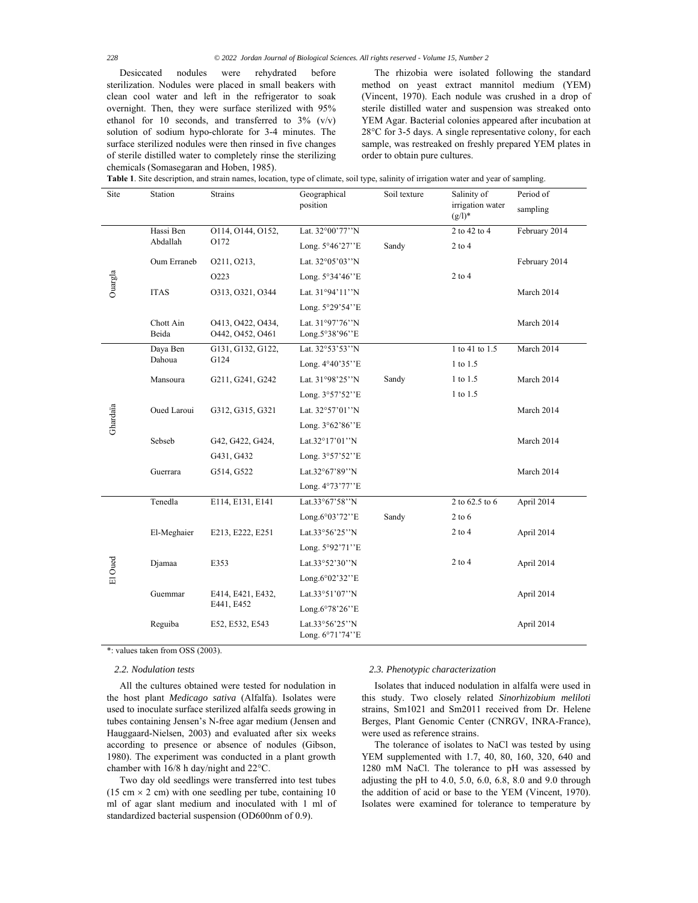Desiccated nodules were rehydrated before sterilization. Nodules were placed in small beakers with clean cool water and left in the refrigerator to soak overnight. Then, they were surface sterilized with 95% ethanol for 10 seconds, and transferred to 3% (v/v) solution of sodium hypo-chlorate for 3-4 minutes. The surface sterilized nodules were then rinsed in five changes of sterile distilled water to completely rinse the sterilizing chemicals (Somasegaran and Hoben, 1985).

The rhizobia were isolated following the standard method on yeast extract mannitol medium (YEM) (Vincent, 1970). Each nodule was crushed in a drop of sterile distilled water and suspension was streaked onto YEM Agar. Bacterial colonies appeared after incubation at 28°C for 3-5 days. A single representative colony, for each sample, was restreaked on freshly prepared YEM plates in order to obtain pure cultures.

**Table 1**. Site description, and strain names, location, type of climate, soil type, salinity of irrigation water and year of sampling.

| Site | Station | Strains | Geographical position | Soil texture | Salinity of irrigation water (g/l)* | Period of sampling |
|---|---|---|---|---|---|---|
| Ouargla | Hassi Ben Abdallah | O114, O144, O152, O172 | Lat. 32°00'77''N | | 2 to 42 to 4 | February 2014 |
| | | | Long. 5°46'27''E | Sandy | 2 to 4 | |
| | Oum Erraneb | O211, O213, | Lat. 32°05'03''N | | | February 2014 |
| | | O223 | Long. 5°34'46''E | | 2 to 4 | |
| | ITAS | O313, O321, O344 | Lat. 31°94'11''N | | | March 2014 |
| | | | Long. 5°29'54''E | | | |
| | Chott Ain Beida | O413, O422, O434, O442, O452, O461 | Lat. 31°97'76''N Long.5°38'96''E | | | March 2014 |
| Ghardaïa | Daya Ben Dahoua | G131, G132, G122, G124 | Lat. 32°53'53''N | | 1 to 41 to 1.5 | March 2014 |
| | | | Long. 4°40'35''E | | 1 to 1.5 | |
| | Mansoura | G211, G241, G242 | Lat. 31°98'25''N | Sandy | 1 to 1.5 | March 2014 |
| | | | Long. 3°57'52''E | | 1 to 1.5 | |
| | Oued Laroui | G312, G315, G321 | Lat. 32°57'01''N | | | March 2014 |
| | | | Long. 3°62'86''E | | | |
| | Sebseb | G42, G422, G424, | Lat.32°17'01''N | | | March 2014 |
| | | G431, G432 | Long. 3°57'52''E | | | |
| | Guerrara | G514, G522 | Lat.32°67'89''N | | | March 2014 |
| | | | Long. 4°73'77''E | | | |
| El Oued | Tenedla | E114, E131, E141 | Lat.33°67'58''N | | 2 to 62.5 to 6 | April 2014 |
| | | | Long.6°03'72''E | Sandy | 2 to 6 | |
| | El-Meghaier | E213, E222, E251 | Lat.33°56'25''N | | 2 to 4 | April 2014 |
| | | | Long. 5°92'71''E | | | |
| | Djamaa | E353 | Lat.33°52'30''N | | 2 to 4 | April 2014 |
| | | | Long.6°02'32''E | | | |
| | Guemmar | E414, E421, E432, E441, E452 | Lat.33°51'07''N | | | April 2014 |
| | | | Long.6°78'26''E | | | |
| | Reguiba | E52, E532, E543 | Lat.33°56'25''N Long. 6°71'74''E | | | April 2014 |

*: values taken from OSS (2003).

### 2.2. Nodulation tests

All the cultures obtained were tested for nodulation in the host plant *Medicago sativa* (Alfalfa). Isolates were used to inoculate surface sterilized alfalfa seeds growing in tubes containing Jensen's N-free agar medium (Jensen and Hauggaard-Nielsen, 2003) and evaluated after six weeks according to presence or absence of nodules (Gibson, 1980). The experiment was conducted in a plant growth chamber with 16/8 h day/night and 22°C.

Two day old seedlings were transferred into test tubes (15 cm × 2 cm) with one seedling per tube, containing 10 ml of agar slant medium and inoculated with 1 ml of standardized bacterial suspension (OD600nm of 0.9).

### 2.3. Phenotypic characterization

Isolates that induced nodulation in alfalfa were used in this study. Two closely related *Sinorhizobium meliloti* strains, Sm1021 and Sm2011 received from Dr. Helene Berges, Plant Genomic Center (CNRGV, INRA-France), were used as reference strains.

The tolerance of isolates to NaCl was tested by using YEM supplemented with 1.7, 40, 80, 160, 320, 640 and 1280 mM NaCl. The tolerance to pH was assessed by adjusting the pH to 4.0, 5.0, 6.0, 6.8, 8.0 and 9.0 through the addition of acid or base to the YEM (Vincent, 1970). Isolates were examined for tolerance to temperature by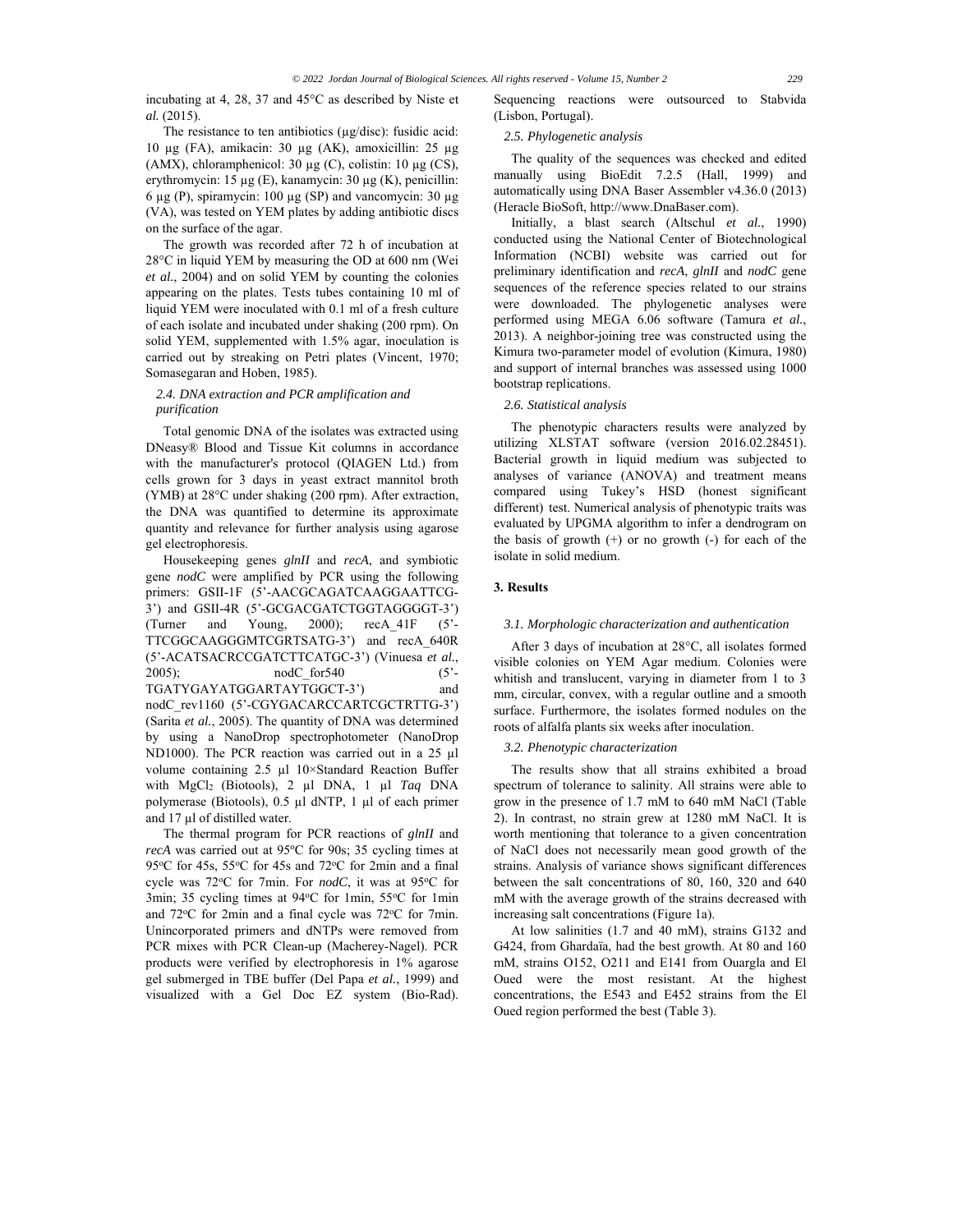incubating at 4, 28, 37 and 45°C as described by Niste et *al.* (2015).

The resistance to ten antibiotics (µg/disc): fusidic acid: 10 µg (FA), amikacin: 30 µg (AK), amoxicillin: 25 µg (AMX), chloramphenicol: 30 µg (C), colistin: 10 µg (CS), erythromycin: 15 µg (E), kanamycin: 30 µg (K), penicillin: 6 µg (P), spiramycin: 100 µg (SP) and vancomycin: 30 µg (VA), was tested on YEM plates by adding antibiotic discs on the surface of the agar.

The growth was recorded after 72 h of incubation at 28°C in liquid YEM by measuring the OD at 600 nm (Wei *et al.*, 2004) and on solid YEM by counting the colonies appearing on the plates. Tests tubes containing 10 ml of liquid YEM were inoculated with 0.1 ml of a fresh culture of each isolate and incubated under shaking (200 rpm). On solid YEM, supplemented with 1.5% agar, inoculation is carried out by streaking on Petri plates (Vincent, 1970; Somasegaran and Hoben, 1985).

### *2.4. DNA extraction and PCR amplification and purification*

Total genomic DNA of the isolates was extracted using DNeasy® Blood and Tissue Kit columns in accordance with the manufacturer's protocol (QIAGEN Ltd.) from cells grown for 3 days in yeast extract mannitol broth (YMB) at 28°C under shaking (200 rpm). After extraction, the DNA was quantified to determine its approximate quantity and relevance for further analysis using agarose gel electrophoresis.

Housekeeping genes *glnII* and *recA*, and symbiotic gene *nodC* were amplified by PCR using the following primers: GSII-1F (5'-AACGCAGATCAAGGAATTCG-3') and GSII-4R (5'-GCGACGATCTGGTAGGGGT-3') (Turner and Young, 2000); recA_41F (5'-TTCGGCAAGGGMTCGRTSATG-3') and recA_640R (5'-ACATSACRCCGATCTTCATGC-3') (Vinuesa *et al.*, 2005); nodC_for540 (5'-TGATYGAYATGGARTAYTGGCT-3') and nodC_rev1160 (5'-CGYGACARCCARTCGCTRTTG-3') (Sarita *et al.*, 2005). The quantity of DNA was determined by using a NanoDrop spectrophotometer (NanoDrop ND1000). The PCR reaction was carried out in a 25 µl volume containing 2.5 µl 10×Standard Reaction Buffer with $MgCl_2$ (Biotools), 2 µl DNA, 1 µl *Taq* DNA polymerase (Biotools), 0.5 µl dNTP, 1 µl of each primer and 17 µl of distilled water.

The thermal program for PCR reactions of *glnII* and *recA* was carried out at 95°C for 90s; 35 cycling times at 95°C for 45s, 55°C for 45s and 72°C for 2min and a final cycle was 72°C for 7min. For *nodC*, it was at 95°C for 3min; 35 cycling times at 94°C for 1min, 55°C for 1min and 72°C for 2min and a final cycle was 72°C for 7min. Unincorporated primers and dNTPs were removed from PCR mixes with PCR Clean-up (Macherey-Nagel). PCR products were verified by electrophoresis in 1% agarose gel submerged in TBE buffer (Del Papa *et al.*, 1999) and visualized with a Gel Doc EZ system (Bio-Rad). Sequencing reactions were outsourced to Stabvida (Lisbon, Portugal).

### *2.5. Phylogenetic analysis*

The quality of the sequences was checked and edited manually using BioEdit 7.2.5 (Hall, 1999) and automatically using DNA Baser Assembler v4.36.0 (2013) (Heracle BioSoft, http://www.DnaBaser.com).

Initially, a blast search (Altschul *et al.*, 1990) conducted using the National Center of Biotechnological Information (NCBI) website was carried out for preliminary identification and *recA*, *glnII* and *nodC* gene sequences of the reference species related to our strains were downloaded. The phylogenetic analyses were performed using MEGA 6.06 software (Tamura *et al.*, 2013). A neighbor-joining tree was constructed using the Kimura two-parameter model of evolution (Kimura, 1980) and support of internal branches was assessed using 1000 bootstrap replications.

### *2.6. Statistical analysis*

The phenotypic characters results were analyzed by utilizing XLSTAT software (version 2016.02.28451). Bacterial growth in liquid medium was subjected to analyses of variance (ANOVA) and treatment means compared using Tukey's HSD (honest significant different) test. Numerical analysis of phenotypic traits was evaluated by UPGMA algorithm to infer a dendrogram on the basis of growth (+) or no growth (-) for each of the isolate in solid medium.

## 3. Results

### *3.1. Morphologic characterization and authentication*

After 3 days of incubation at 28°C, all isolates formed visible colonies on YEM Agar medium. Colonies were whitish and translucent, varying in diameter from 1 to 3 mm, circular, convex, with a regular outline and a smooth surface. Furthermore, the isolates formed nodules on the roots of alfalfa plants six weeks after inoculation.

### *3.2. Phenotypic characterization*

The results show that all strains exhibited a broad spectrum of tolerance to salinity. All strains were able to grow in the presence of 1.7 mM to 640 mM NaCl (Table 2). In contrast, no strain grew at 1280 mM NaCl. It is worth mentioning that tolerance to a given concentration of NaCl does not necessarily mean good growth of the strains. Analysis of variance shows significant differences between the salt concentrations of 80, 160, 320 and 640 mM with the average growth of the strains decreased with increasing salt concentrations (Figure 1a).

At low salinities (1.7 and 40 mM), strains G132 and G424, from Ghardaïa, had the best growth. At 80 and 160 mM, strains O152, O211 and E141 from Ouargla and El Oued were the most resistant. At the highest concentrations, the E543 and E452 strains from the El Oued region performed the best (Table 3).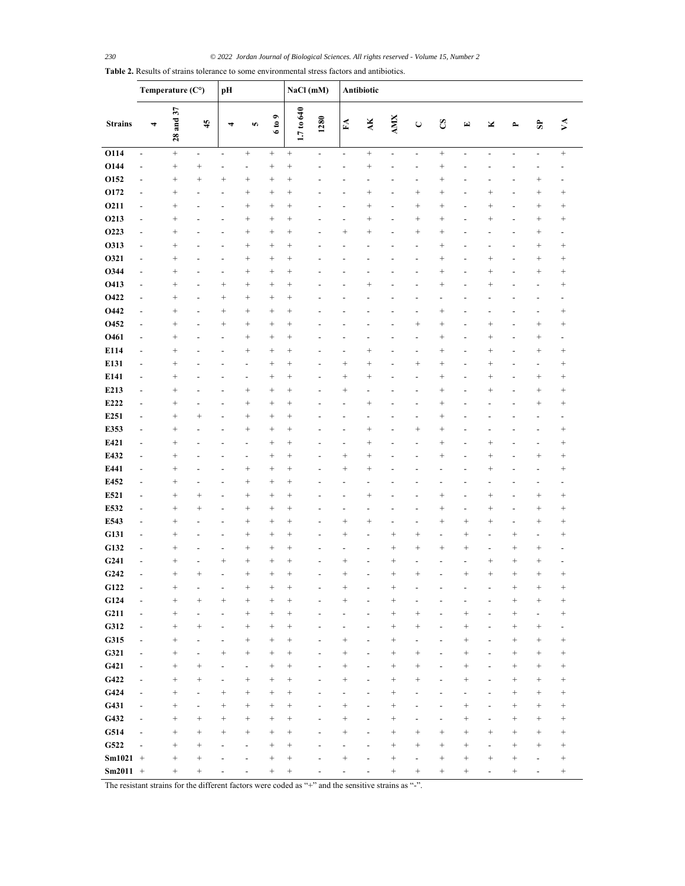**Table 2.** Results of strains tolerance to some environmental stress factors and antibiotics.

| Strains | Temperature (C°) | | | pH | | | NaCl (mM) | | Antibiotic | | | | | | | | | |
|---|---|---|---|---|---|---|---|---|---|---|---|---|---|---|---|---|---|---|
| | 4 | 28 and 37 | 45 | 4 | 5 | 6 to 9 | 1.7 to 640 | 1280 | FA | AK | AMX | C | CS | E | K | P | SP | VA |
| O114 | - | + | - | - | + | + | + | - | - | + | - | - | + | - | - | - | - | + |
| O144 | - | + | + | - | - | + | + | - | - | + | - | - | + | - | - | - | - | - |
| O152 | - | + | + | + | + | + | + | - | - | - | - | - | + | - | - | - | + | - |
| O172 | - | + | - | - | + | + | + | - | - | + | - | + | + | - | + | - | + | + |
| O211 | - | + | - | - | + | + | + | - | - | + | - | + | + | - | + | - | + | + |
| O213 | - | + | - | - | + | + | + | - | - | + | - | + | + | - | + | - | + | + |
| O223 | - | + | - | - | + | + | + | - | + | + | - | + | + | - | - | - | + | - |
| O313 | - | + | - | - | + | + | + | - | - | - | - | - | + | - | - | - | + | + |
| O321 | - | + | - | - | + | + | + | - | - | - | - | - | + | - | + | - | + | + |
| O344 | - | + | - | - | + | + | + | - | - | - | - | - | + | - | + | - | + | + |
| O413 | - | + | - | + | + | + | + | - | - | + | - | - | + | - | + | - | - | + |
| O422 | - | + | - | + | + | + | + | - | - | - | - | - | - | - | - | - | - | - |
| O442 | - | + | - | + | + | + | + | - | - | - | - | - | + | - | - | - | - | + |
| O452 | - | + | - | + | + | + | + | - | - | - | - | + | + | - | + | - | + | + |
| O461 | - | + | - | - | + | + | + | - | - | - | - | - | + | - | + | - | + | - |
| E114 | - | + | - | - | + | + | + | - | - | + | - | - | + | - | + | - | + | + |
| E131 | - | + | - | - | - | + | + | - | + | + | - | + | + | - | + | - | - | + |
| E141 | - | + | - | - | - | + | + | - | + | + | - | - | + | - | + | - | + | + |
| E213 | - | + | - | - | + | + | + | - | + | - | - | - | + | - | + | - | + | + |
| E222 | - | + | - | - | + | + | + | - | - | + | - | - | + | - | - | - | + | + |
| E251 | - | + | + | - | + | + | + | - | - | - | - | - | + | - | - | - | - | - |
| E353 | - | + | - | - | + | + | + | - | - | + | - | + | + | - | - | - | - | + |
| E421 | - | + | - | - | - | + | + | - | - | + | - | - | + | - | + | - | - | + |
| E432 | - | + | - | - | - | + | + | - | + | + | - | - | + | - | + | - | + | + |
| E441 | - | + | - | - | + | + | + | - | + | + | - | - | - | - | + | - | - | + |
| E452 | - | + | - | - | + | + | + | - | - | - | - | - | - | - | - | - | - | - |
| E521 | - | + | + | - | + | + | + | - | - | + | - | - | + | - | + | - | + | + |
| E532 | - | + | + | - | + | + | + | - | - | - | - | - | + | - | + | - | + | + |
| E543 | - | + | - | - | + | + | + | - | + | + | - | - | + | + | + | - | + | + |
| G131 | - | + | - | - | + | + | + | - | + | - | + | + | - | + | - | + | - | + |
| G132 | - | + | - | - | + | + | + | - | - | - | + | + | + | + | - | + | + | - |
| G241 | - | + | - | + | + | + | + | - | + | - | + | - | - | - | + | + | + | - |
| G242 | - | + | + | - | + | + | + | - | + | - | + | + | - | + | + | + | + | + |
| G122 | - | + | - | - | + | + | + | - | + | - | + | - | - | - | - | + | + | + |
| G124 | - | + | + | + | + | + | + | - | + | - | + | - | - | - | - | + | + | + |
| G211 | - | + | - | - | + | + | + | - | - | - | + | + | - | + | - | + | - | + |
| G312 | - | + | + | - | + | + | + | - | - | - | + | + | - | + | - | + | + | - |
| G315 | - | + | - | - | + | + | + | - | + | - | + | - | - | + | - | + | + | + |
| G321 | - | + | - | + | + | + | + | - | + | - | + | + | - | + | - | + | + | + |
| G421 | - | + | + | - | - | + | + | - | + | - | + | + | - | + | - | + | + | + |
| G422 | - | + | + | - | + | + | + | - | + | - | + | + | - | + | - | + | + | + |
| G424 | - | + | - | + | + | + | + | - | - | - | + | - | - | - | - | + | + | + |
| G431 | - | + | - | + | + | + | + | - | + | - | + | - | - | + | - | + | + | + |
| G432 | - | + | + | + | + | + | + | - | + | - | + | - | - | + | - | + | + | + |
| G514 | - | + | + | + | + | + | + | - | + | - | + | + | + | + | + | + | + | + |
| G522 | - | + | + | - | - | + | + | - | - | - | + | + | + | + | - | + | + | + |
| Sm1021 | + | + | + | - | - | + | + | - | + | - | + | - | + | + | + | + | - | + |
| Sm2011 | + | + | + | - | - | + | + | - | - | - | + | + | + | + | - | + | - | + |

The resistant strains for the different factors were coded as "+" and the sensitive strains as "-".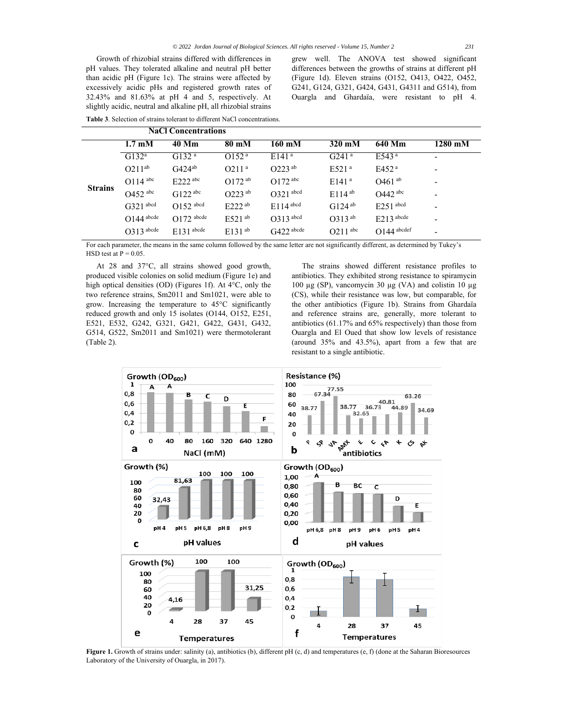Growth of rhizobial strains differed with differences in pH values. They tolerated alkaline and neutral pH better than acidic pH (Figure 1c). The strains were affected by excessively acidic pHs and registered growth rates of 32.43% and 81.63% at pH 4 and 5, respectively. At slightly acidic, neutral and alkaline pH, all rhizobial strains grew well. The ANOVA test showed significant differences between the growths of strains at different pH (Figure 1d). Eleven strains (O152, O413, O422, O452, G241, G124, G321, G424, G431, G4311 and G514), from Ouargla and Ghardaïa, were resistant to pH 4.

**Table 3**. Selection of strains tolerant to different NaCl concentrations.

| | NaCl Concentrations | | | | | | |
|---|---|---|---|---|---|---|---|
| | **1.7 mM** | **40 Mm** | **80 mM** | **160 mM** | **320 mM** | **640 Mm** | **1280 mM** |
| **Strains** | G132[a] | G132 [a] | O152 [a] | E141 [a] | G241 [a] | E543 [a] | - |
| | O211[ab] | G424[ab] | O211 [a] | O223 [ab] | E521 [a] | E452 [a] | - |
| | O114 [abc] | E222 [abc] | O172 [ab] | O172 [abc] | E141 [a] | O461 [ab] | - |
| | O452 [abc] | G122 [abc] | O223 [ab] | O321 [abcd] | E114 [ab] | O442 [abc] | - |
| | G321 [abcd] | O152 [abcd] | E222 [ab] | E114 [abcd] | G124 [ab] | E251 [abcd] | - |
| | O144 [abcde] | O172 [abcde] | E521 [ab] | O313 [abcd] | O313 [ab] | E213 [abcde] | - |
| | O313 [abcde] | E131 [abcde] | E131 [ab] | G422 [abcde] | O211 [abc] | O144 [abcdef] | - |

For each parameter, the means in the same column followed by the same letter are not significantly different, as determined by Tukey's HSD test at P = 0.05.

At 28 and 37°C, all strains showed good growth, produced visible colonies on solid medium (Figure 1e) and high optical densities (OD) (Figures 1f). At 4°C, only the two reference strains, Sm2011 and Sm1021, were able to grow. Increasing the temperature to 45°C significantly reduced growth and only 15 isolates (O144, O152, E251, E521, E532, G242, G321, G421, G422, G431, G432, G514, G522, Sm2011 and Sm1021) were thermotolerant (Table 2).

The strains showed different resistance profiles to antibiotics. They exhibited strong resistance to spiramycin 100 µg (SP), vancomycin 30 µg (VA) and colistin 10 µg (CS), while their resistance was low, but comparable, for the other antibiotics (Figure 1b). Strains from Ghardaïa and reference strains are, generally, more tolerant to antibiotics (61.17% and 65% respectively) than those from Ouargla and El Oued that show low levels of resistance (around 35% and 43.5%), apart from a few that are resistant to a single antibiotic.

**Figure 1.** Growth of strains under: salinity (a), antibiotics (b), different pH (c, d) and temperatures (e, f) (done at the Saharan Bioresources Laboratory of the University of Ouargla, in 2017).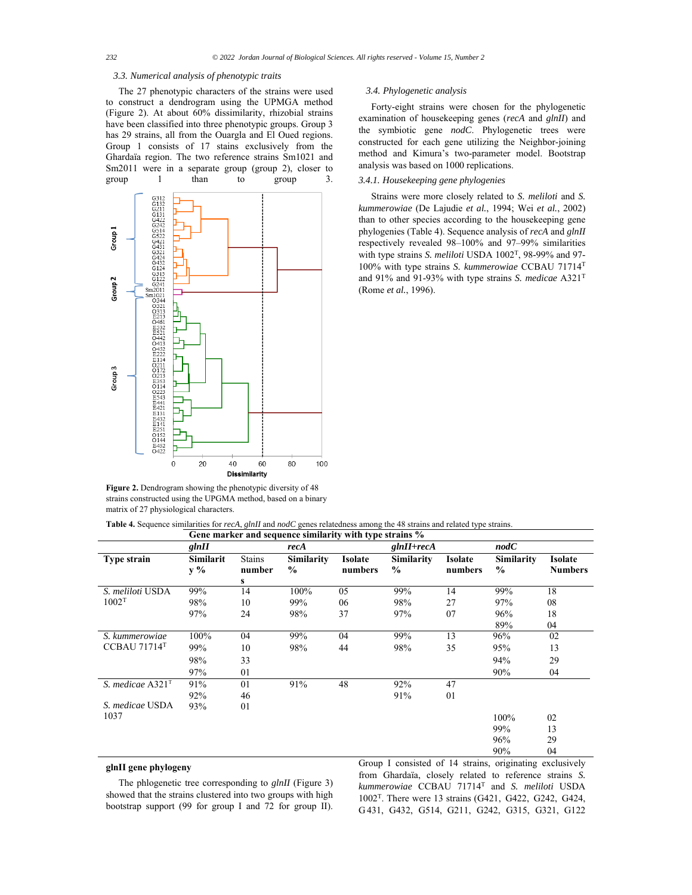### 3.3. Numerical analysis of phenotypic traits

The 27 phenotypic characters of the strains were used to construct a dendrogram using the UPGMA method (Figure 2). At about 60% dissimilarity, rhizobial strains have been classified into three phenotypic groups. Group 3 has 29 strains, all from the Ouargla and El Oued regions. Group 1 consists of 17 stains exclusively from the Ghardaïa region. The two reference strains Sm1021 and Sm2011 were in a separate group (group 2), closer to group 1 than to group 3.

**Figure 2.** Dendrogram showing the phenotypic diversity of 48 strains constructed using the UPGMA method, based on a binary matrix of 27 physiological characters.

### 3.4. Phylogenetic analysis

Forty-eight strains were chosen for the phylogenetic examination of housekeeping genes (*recA* and *glnII*) and the symbiotic gene *nodC*. Phylogenetic trees were constructed for each gene utilizing the Neighbor-joining method and Kimura's two-parameter model. Bootstrap analysis was based on 1000 replications.

#### 3.4.1. Housekeeping gene phylogenies

Strains were more closely related to *S. meliloti* and *S. kummerowiae* (De Lajudie *et al.*, 1994; Wei *et al.*, 2002) than to other species according to the housekeeping gene phylogenies (Table 4). Sequence analysis of *recA* and *glnII* respectively revealed 98–100% and 97–99% similarities with type strains *S. meliloti* USDA 1002$^T$, 98-99% and 97-100% with type strains *S. kummerowiae* CCBAU 71714$^T$ and 91% and 91-93% with type strains *S. medicae* A321$^T$ (Rome *et al.*, 1996).

**Table 4.** Sequence similarities for *recA*, *glnII* and *nodC* genes relatedness among the 48 strains and related type strains.

| | Gene marker and sequence similarity with type strains % | | | | | | | |
|---|---|---|---|---|---|---|---|---|
| | *glnII* | | *recA* | | *glnII+recA* | | *nodC* | |
| **Type strain** | **Similarity %** | Stains numbers | **Similarity %** | **Isolate numbers** | **Similarity %** | **Isolate numbers** | **Similarity %** | **Isolate Numbers** |
| *S. meliloti* USDA 1002$^T$ | 99% | 14 | 100% | 05 | 99% | 14 | 99% | 18 |
| | 98% | 10 | 99% | 06 | 98% | 27 | 97% | 08 |
| | 97% | 24 | 98% | 37 | 97% | 07 | 96% | 18 |
| | | | | | | | 89% | 04 |
| *S. kummerowiae* CCBAU 71714$^T$ | 100% | 04 | 99% | 04 | 99% | 13 | 96% | 02 |
| | 99% | 10 | 98% | 44 | 98% | 35 | 95% | 13 |
| | 98% | 33 | | | | | 94% | 29 |
| | 97% | 01 | | | | | 90% | 04 |
| *S. medicae* A321$^T$ | 91% | 01 | 91% | 48 | 92% | 47 | | |
| | 92% | 46 | | | 91% | 01 | | |
| *S. medicae* USDA 1037 | 93% | 01 | | | | | | |
| | | | | | | | 100% | 02 |
| | | | | | | | 99% | 13 |
| | | | | | | | 96% | 29 |
| | | | | | | | 90% | 04 |

**glnII gene phylogeny**

The phlogenetic tree corresponding to *glnII* (Figure 3) showed that the strains clustered into two groups with high bootstrap support (99 for group I and 72 for group II). Group I consisted of 14 strains, originating exclusively from Ghardaïa, closely related to reference strains *S. kummerowiae* CCBAU 71714$^T$ and *S. meliloti* USDA 1002$^T$. There were 13 strains (G421, G422, G242, G424, G431, G432, G514, G211, G242, G315, G321, G122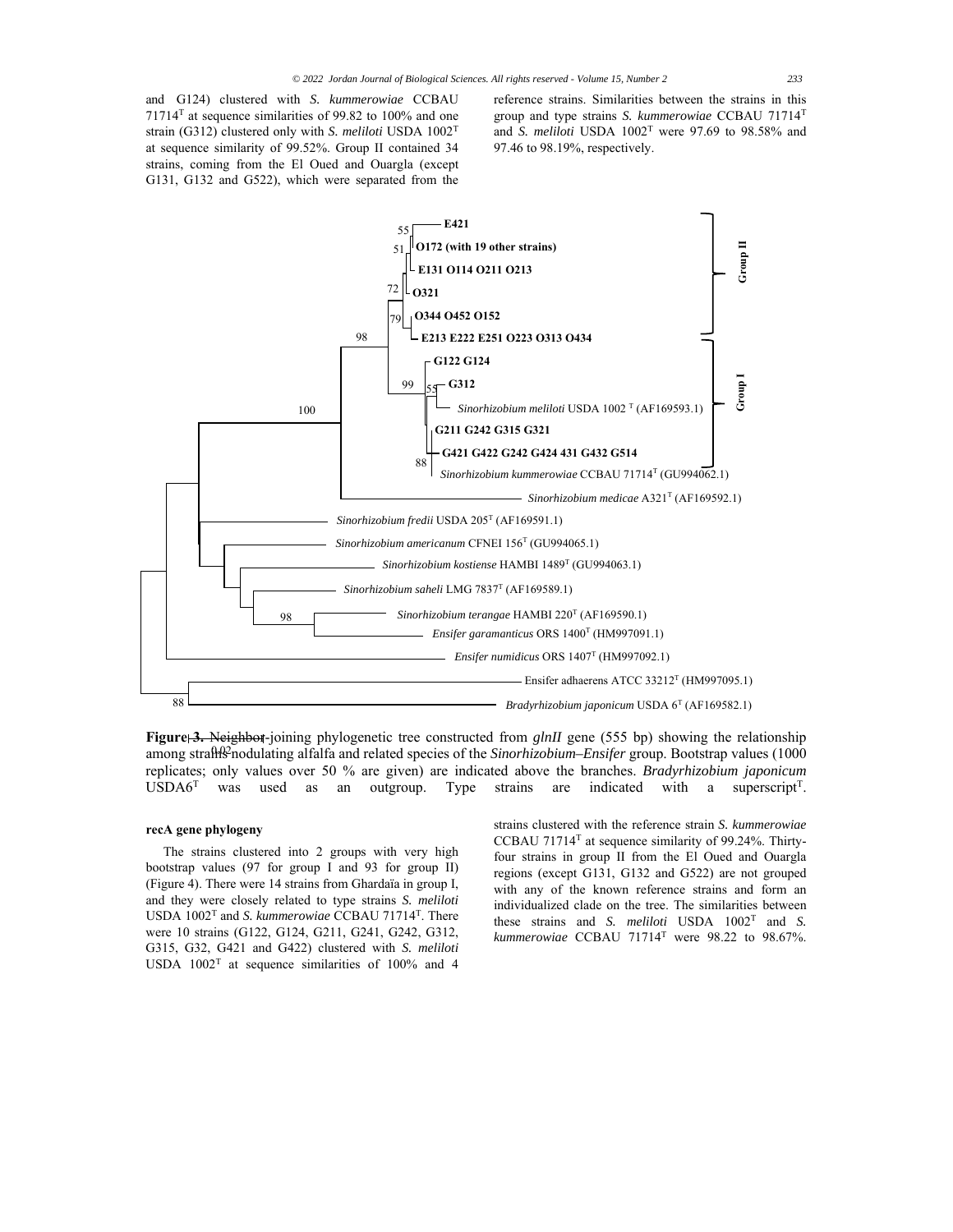and G124) clustered with *S. kummerowiae* CCBAU 71714$^T$ at sequence similarities of 99.82 to 100% and one strain (G312) clustered only with *S. meliloti* USDA 1002$^T$ at sequence similarity of 99.52%. Group II contained 34 strains, coming from the El Oued and Ouargla (except G131, G132 and G522), which were separated from the reference strains. Similarities between the strains in this group and type strains *S. kummerowiae* CCBAU 71714$^T$ and *S. meliloti* USDA 1002$^T$ were 97.69 to 98.58% and 97.46 to 98.19%, respectively.

**Figure 3.** Neighbor-joining phylogenetic tree constructed from *glnII* gene (555 bp) showing the relationship among strains nodulating alfalfa and related species of the *Sinorhizobium–Ensifer* group. Bootstrap values (1000 replicates; only values over 50 % are given) are indicated above the branches. *Bradyrhizobium japonicum* USDA6$^T$ was used as an outgroup. Type strains are indicated with a superscript$^T$.

### recA gene phylogeny

The strains clustered into 2 groups with very high bootstrap values (97 for group I and 93 for group II) (Figure 4). There were 14 strains from Ghardaïa in group I, and they were closely related to type strains *S. meliloti* USDA 1002$^T$ and *S. kummerowiae* CCBAU 71714$^T$. There were 10 strains (G122, G124, G211, G241, G242, G312, G315, G32, G421 and G422) clustered with *S. meliloti* USDA 1002$^T$ at sequence similarities of 100% and 4 strains clustered with the reference strain *S. kummerowiae* CCBAU 71714$^T$ at sequence similarity of 99.24%. Thirty-four strains in group II from the El Oued and Ouargla regions (except G131, G132 and G522) are not grouped with any of the known reference strains and form an individualized clade on the tree. The similarities between these strains and *S. meliloti* USDA 1002$^T$ and *S. kummerowiae* CCBAU 71714$^T$ were 98.22 to 98.67%.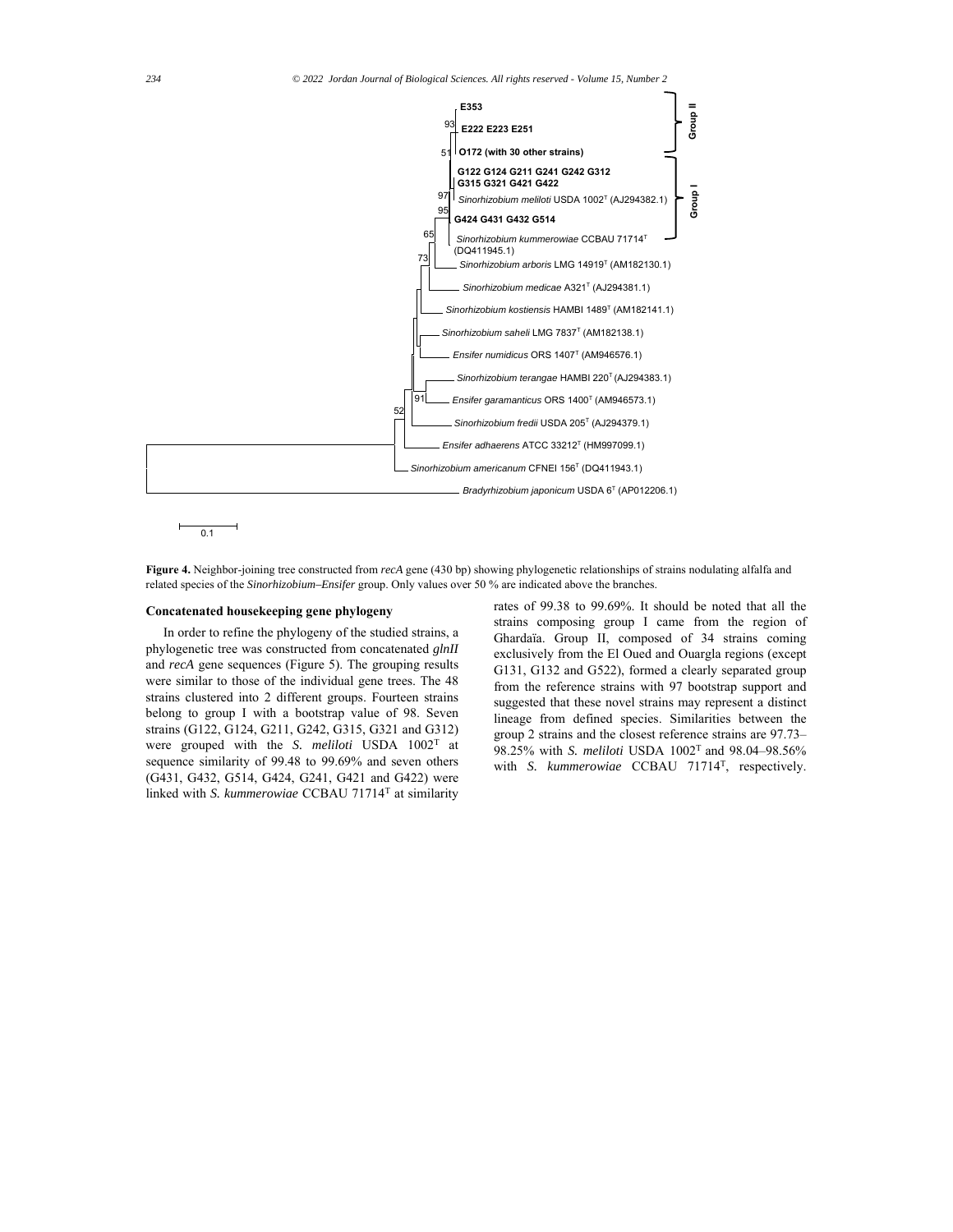**Figure 4.** Neighbor-joining tree constructed from *recA* gene (430 bp) showing phylogenetic relationships of strains nodulating alfalfa and related species of the *Sinorhizobium–Ensifer* group. Only values over 50 % are indicated above the branches.

### Concatenated housekeeping gene phylogeny

In order to refine the phylogeny of the studied strains, a phylogenetic tree was constructed from concatenated *glnII* and *recA* gene sequences (Figure 5). The grouping results were similar to those of the individual gene trees. The 48 strains clustered into 2 different groups. Fourteen strains belong to group I with a bootstrap value of 98. Seven strains (G122, G124, G211, G242, G315, G321 and G312) were grouped with the *S. meliloti* USDA 1002$^{T}$ at sequence similarity of 99.48 to 99.69% and seven others (G431, G432, G514, G424, G241, G421 and G422) were linked with *S. kummerowiae* CCBAU 71714$^{T}$ at similarity rates of 99.38 to 99.69%. It should be noted that all the strains composing group I came from the region of Ghardaïa. Group II, composed of 34 strains coming exclusively from the El Oued and Ouargla regions (except G131, G132 and G522), formed a clearly separated group from the reference strains with 97 bootstrap support and suggested that these novel strains may represent a distinct lineage from defined species. Similarities between the group 2 strains and the closest reference strains are 97.73–98.25% with *S. meliloti* USDA 1002$^{T}$ and 98.04–98.56% with *S. kummerowiae* CCBAU 71714$^{T}$, respectively.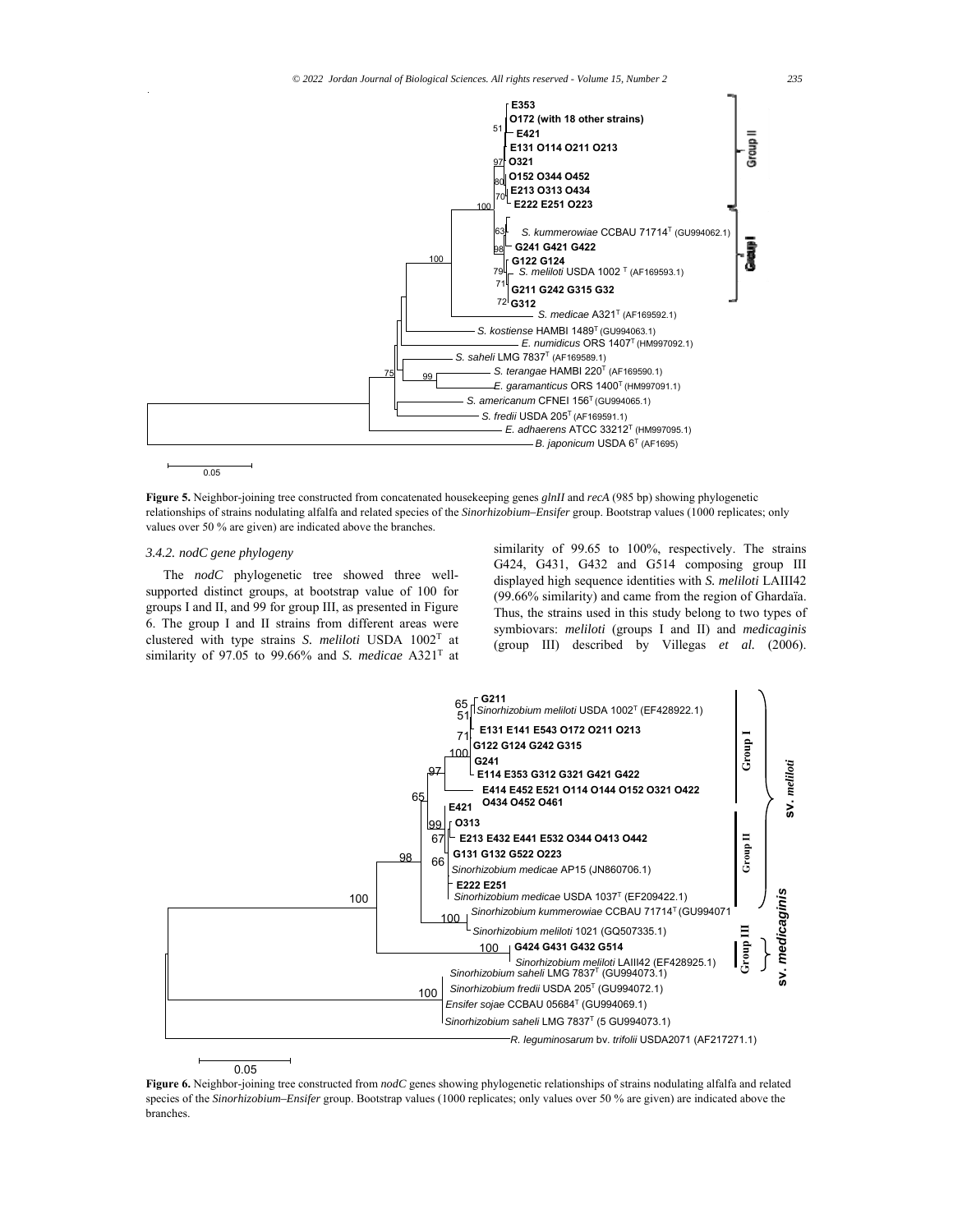**Figure 5.** Neighbor-joining tree constructed from concatenated housekeeping genes *glnII* and *recA* (985 bp) showing phylogenetic relationships of strains nodulating alfalfa and related species of the *Sinorhizobium–Ensifer* group. Bootstrap values (1000 replicates; only values over 50 % are given) are indicated above the branches.

### *3.4.2. nodC gene phylogeny*

The *nodC* phylogenetic tree showed three well-supported distinct groups, at bootstrap value of 100 for groups I and II, and 99 for group III, as presented in Figure 6. The group I and II strains from different areas were clustered with type strains *S. meliloti* USDA 1002$^{T}$ at similarity of 97.05 to 99.66% and *S. medicae* A321$^{T}$ at similarity of 99.65 to 100%, respectively. The strains G424, G431, G432 and G514 composing group III displayed high sequence identities with *S. meliloti* LAIII42 (99.66% similarity) and came from the region of Ghardaïa. Thus, the strains used in this study belong to two types of symbiovars: *meliloti* (groups I and II) and *medicaginis* (group III) described by Villegas *et al.* (2006).

**Figure 6.** Neighbor-joining tree constructed from *nodC* genes showing phylogenetic relationships of strains nodulating alfalfa and related species of the *Sinorhizobium–Ensifer* group. Bootstrap values (1000 replicates; only values over 50 % are given) are indicated above the branches.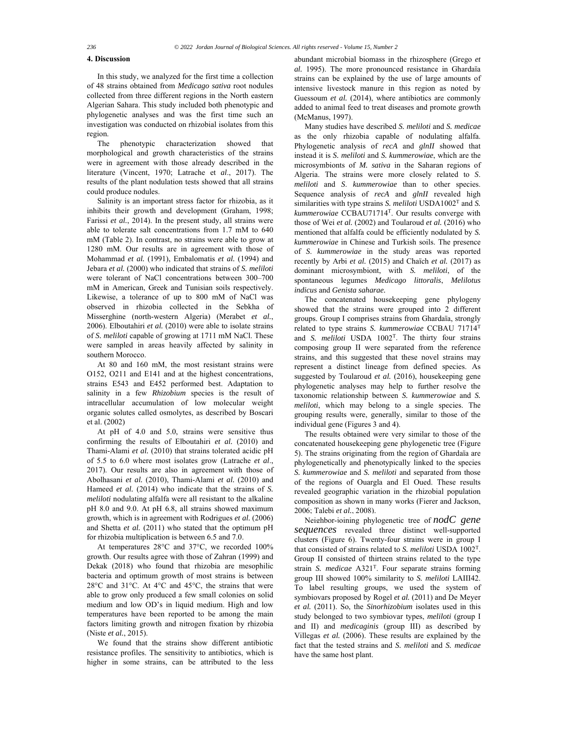## 4. Discussion

In this study, we analyzed for the first time a collection of 48 strains obtained from *Medicago sativa* root nodules collected from three different regions in the North eastern Algerian Sahara. This study included both phenotypic and phylogenetic analyses and was the first time such an investigation was conducted on rhizobial isolates from this region.

The phenotypic characterization showed that morphological and growth characteristics of the strains were in agreement with those already described in the literature (Vincent, 1970; Latrache et *al*., 2017). The results of the plant nodulation tests showed that all strains could produce nodules.

Salinity is an important stress factor for rhizobia, as it inhibits their growth and development (Graham, 1998; Farissi *et al.*, 2014). In the present study, all strains were able to tolerate salt concentrations from 1.7 mM to 640 mM (Table 2). In contrast, no strains were able to grow at 1280 mM. Our results are in agreement with those of Mohammad *et al.* (1991), Embalomatis *et al.* (1994) and Jebara *et al.* (2000) who indicated that strains of *S. meliloti* were tolerant of NaCl concentrations between 300–700 mM in American, Greek and Tunisian soils respectively. Likewise, a tolerance of up to 800 mM of NaCl was observed in rhizobia collected in the Sebkha of Misserghine (north-western Algeria) (Merabet *et al.*, 2006). Elboutahiri *et al.* (2010) were able to isolate strains of *S. meliloti* capable of growing at 1711 mM NaCl. These were sampled in areas heavily affected by salinity in southern Morocco.

At 80 and 160 mM, the most resistant strains were O152, O211 and E141 and at the highest concentrations, strains E543 and E452 performed best. Adaptation to salinity in a few *Rhizobium* species is the result of intracellular accumulation of low molecular weight organic solutes called osmolytes, as described by Boscari et al. (2002)

At pH of 4.0 and 5.0, strains were sensitive thus confirming the results of Elboutahiri *et al.* (2010) and Thami-Alami *et al.* (2010) that strains tolerated acidic pH of 5.5 to 6.0 where most isolates grow (Latrache *et al*., 2017). Our results are also in agreement with those of Abolhasani *et al.* (2010), Thami-Alami *et al.* (2010) and Hameed *et al.* (2014) who indicate that the strains of *S. meliloti* nodulating alfalfa were all resistant to the alkaline pH 8.0 and 9.0. At pH 6.8, all strains showed maximum growth, which is in agreement with Rodrigues *et al.* (2006) and Shetta *et al.* (2011) who stated that the optimum pH for rhizobia multiplication is between 6.5 and 7.0.

At temperatures 28°C and 37°C, we recorded 100% growth. Our results agree with those of Zahran (1999) and Dekak (2018) who found that rhizobia are mesophilic bacteria and optimum growth of most strains is between 28°C and 31°C. At 4°C and 45°C, the strains that were able to grow only produced a few small colonies on solid medium and low OD's in liquid medium. High and low temperatures have been reported to be among the main factors limiting growth and nitrogen fixation by rhizobia (Niste *et al.*, 2015).

We found that the strains show different antibiotic resistance profiles. The sensitivity to antibiotics, which is higher in some strains, can be attributed to the less abundant microbial biomass in the rhizosphere (Grego *et al.* 1995). The more pronounced resistance in Ghardaïa strains can be explained by the use of large amounts of intensive livestock manure in this region as noted by Guessoum *et al.* (2014), where antibiotics are commonly added to animal feed to treat diseases and promote growth (McManus, 1997).

Many studies have described *S. meliloti* and *S. medicae* as the only rhizobia capable of nodulating alfalfa. Phylogenetic analysis of *recA* and *glnII* showed that instead it is *S. meliloti* and *S. kummerowiae*, which are the microsymbionts of *M. sativa* in the Saharan regions of Algeria. The strains were more closely related to *S. meliloti* and *S. kummerowiae* than to other species. Sequence analysis of *recA* and *glnII* revealed high similarities with type strains *S. meliloti* USDA1002$^T$ and *S. kummerowiae* CCBAU71714$^T$. Our results converge with those of Wei *et al.* (2002) and Toularoud *et al.* (2016) who mentioned that alfalfa could be efficiently nodulated by *S. kummerowiae* in Chinese and Turkish soils. The presence of *S. kummerowiae* in the study areas was reported recently by Arbi *et al.* (2015) and Chaïch *et al.* (2017) as dominant microsymbiont, with *S. meliloti*, of the spontaneous legumes *Medicago littoralis*, *Melilotus indicus* and *Genista saharae*.

The concatenated housekeeping gene phylogeny showed that the strains were grouped into 2 different groups. Group I comprises strains from Ghardaïa, strongly related to type strains *S. kummerowiae* CCBAU 71714$^T$ and *S. meliloti* USDA 1002$^T$. The thirty four strains composing group II were separated from the reference strains, and this suggested that these novel strains may represent a distinct lineage from defined species. As suggested by Toularoud *et al.* (2016), housekeeping gene phylogenetic analyses may help to further resolve the taxonomic relationship between *S. kummerowiae* and *S. meliloti*, which may belong to a single species. The grouping results were, generally, similar to those of the individual gene (Figures 3 and 4).

The results obtained were very similar to those of the concatenated housekeeping gene phylogenetic tree (Figure 5). The strains originating from the region of Ghardaïa are phylogenetically and phenotypically linked to the species *S. kummerowiae* and *S. meliloti* and separated from those of the regions of Ouargla and El Oued. These results revealed geographic variation in the rhizobial population composition as shown in many works (Fierer and Jackson, 2006; Talebi *et al.*, 2008).

Neighbor-joining phylogenetic tree of *nodC gene sequences* revealed three distinct well-supported clusters (Figure 6). Twenty-four strains were in group I that consisted of strains related to *S. meliloti* USDA 1002$^T$. Group II consisted of thirteen strains related to the type strain *S. medicae* A321$^T$. Four separate strains forming group III showed 100% similarity to *S. meliloti* LAIII42. To label resulting groups, we used the system of symbiovars proposed by Rogel *et al.* (2011) and De Meyer *et al.* (2011). So, the *Sinorhizobium* isolates used in this study belonged to two symbiovar types, *meliloti* (group I and II) and *medicaginis* (group III) as described by Villegas *et al.* (2006). These results are explained by the fact that the tested strains and *S. meliloti* and *S. medicae* have the same host plant.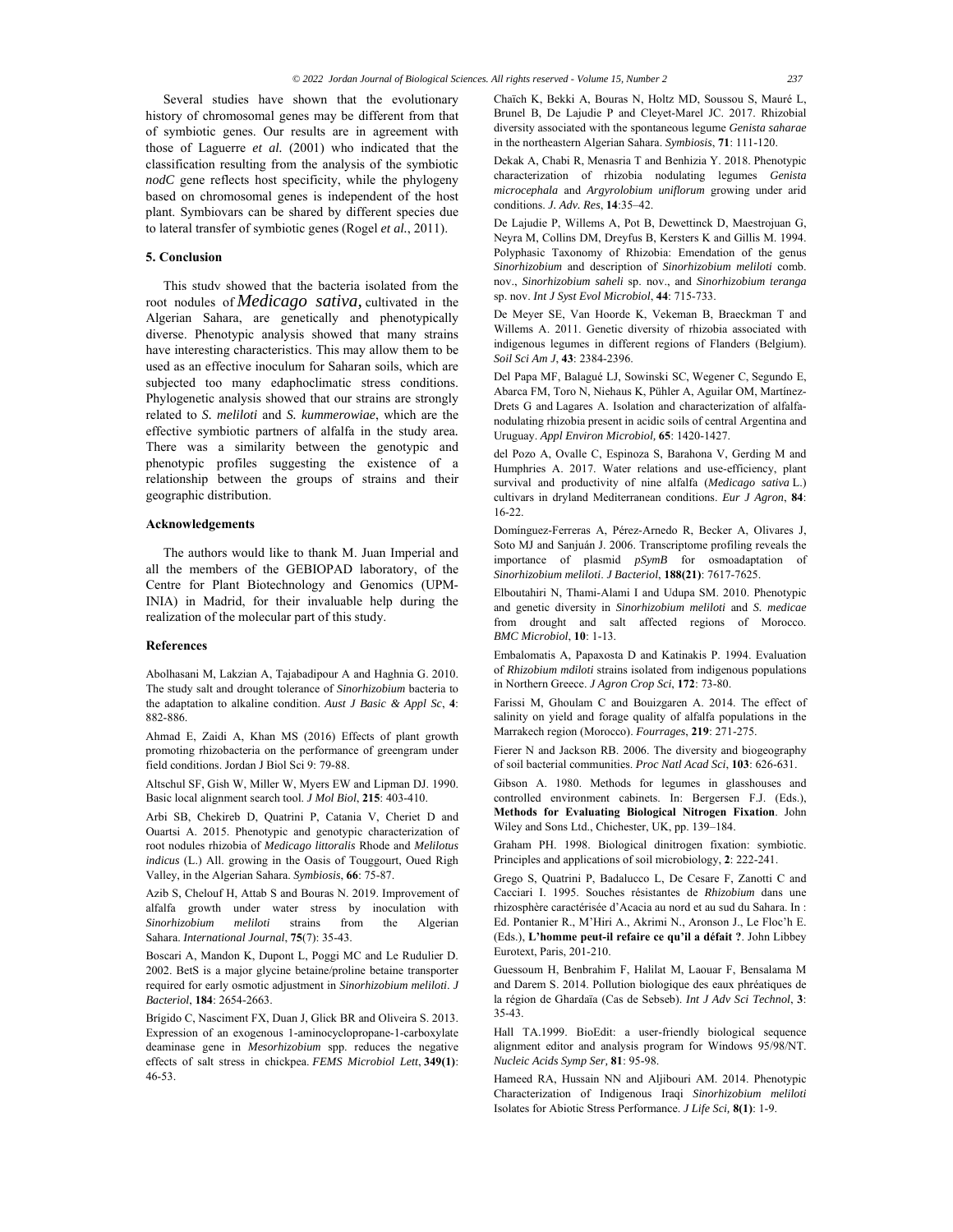Several studies have shown that the evolutionary history of chromosomal genes may be different from that of symbiotic genes. Our results are in agreement with those of Laguerre *et al.* (2001) who indicated that the classification resulting from the analysis of the symbiotic *nodC* gene reflects host specificity, while the phylogeny based on chromosomal genes is independent of the host plant. Symbiovars can be shared by different species due to lateral transfer of symbiotic genes (Rogel *et al.*, 2011).

## 5. Conclusion

This study showed that the bacteria isolated from the root nodules of *Medicago sativa*, cultivated in the Algerian Sahara, are genetically and phenotypically diverse. Phenotypic analysis showed that many strains have interesting characteristics. This may allow them to be used as an effective inoculum for Saharan soils, which are subjected too many edaphoclimatic stress conditions. Phylogenetic analysis showed that our strains are strongly related to *S. meliloti* and *S. kummerowiae*, which are the effective symbiotic partners of alfalfa in the study area. There was a similarity between the genotypic and phenotypic profiles suggesting the existence of a relationship between the groups of strains and their geographic distribution.

## Acknowledgements

The authors would like to thank M. Juan Imperial and all the members of the GEBIOPAD laboratory, of the Centre for Plant Biotechnology and Genomics (UPM-INIA) in Madrid, for their invaluable help during the realization of the molecular part of this study.

## References

Abolhasani M, Lakzian A, Tajabadipour A and Haghnia G. 2010. The study salt and drought tolerance of *Sinorhizobium* bacteria to the adaptation to alkaline condition. *Aust J Basic & Appl Sc*, **4**: 882-886.

Ahmad E, Zaidi A, Khan MS (2016) Effects of plant growth promoting rhizobacteria on the performance of greengram under field conditions. Jordan J Biol Sci 9: 79-88.

Altschul SF, Gish W, Miller W, Myers EW and Lipman DJ. 1990. Basic local alignment search tool. *J Mol Biol*, **215**: 403-410.

Arbi SB, Chekireb D, Quatrini P, Catania V, Cheriet D and Ouartsi A. 2015. Phenotypic and genotypic characterization of root nodules rhizobia of *Medicago littoralis* Rhode and *Melilotus indicus* (L.) All. growing in the Oasis of Touggourt, Oued Righ Valley, in the Algerian Sahara. *Symbiosis*, **66**: 75-87.

Azib S, Chelouf H, Attab S and Bouras N. 2019. Improvement of alfalfa growth under water stress by inoculation with *Sinorhizobium meliloti* strains from the Algerian Sahara. *International Journal*, **75**(7): 35-43.

Boscari A, Mandon K, Dupont L, Poggi MC and Le Rudulier D. 2002. BetS is a major glycine betaine/proline betaine transporter required for early osmotic adjustment in *Sinorhizobium meliloti*. *J Bacteriol*, **184**: 2654-2663.

Brígido C, Nasciment FX, Duan J, Glick BR and Oliveira S. 2013. Expression of an exogenous 1-aminocyclopropane-1-carboxylate deaminase gene in *Mesorhizobium* spp. reduces the negative effects of salt stress in chickpea. *FEMS Microbiol Lett*, **349(1)**: 46-53.

Chaïch K, Bekki A, Bouras N, Holtz MD, Soussou S, Mauré L, Brunel B, De Lajudie P and Cleyet-Marel JC. 2017. Rhizobial diversity associated with the spontaneous legume *Genista saharae* in the northeastern Algerian Sahara. *Symbiosis*, **71**: 111-120.

Dekak A, Chabi R, Menasria T and Benhizia Y. 2018. Phenotypic characterization of rhizobia nodulating legumes *Genista microcephala* and *Argyrolobium uniflorum* growing under arid conditions. *J. Adv. Res*, **14**:35–42.

De Lajudie P, Willems A, Pot B, Dewettinck D, Maestrojuan G, Neyra M, Collins DM, Dreyfus B, Kersters K and Gillis M. 1994. Polyphasic Taxonomy of Rhizobia: Emendation of the genus *Sinorhizobium* and description of *Sinorhizobium meliloti* comb. nov., *Sinorhizobium saheli* sp. nov., and *Sinorhizobium teranga* sp. nov. *Int J Syst Evol Microbiol*, **44**: 715-733.

De Meyer SE, Van Hoorde K, Vekeman B, Braeckman T and Willems A. 2011. Genetic diversity of rhizobia associated with indigenous legumes in different regions of Flanders (Belgium). *Soil Sci Am J*, **43**: 2384-2396.

Del Papa MF, Balagué LJ, Sowinski SC, Wegener C, Segundo E, Abarca FM, Toro N, Niehaus K, Pühler A, Aguilar OM, Martínez-Drets G and Lagares A. Isolation and characterization of alfalfa-nodulating rhizobia present in acidic soils of central Argentina and Uruguay. *Appl Environ Microbiol,* **65**: 1420-1427.

del Pozo A, Ovalle C, Espinoza S, Barahona V, Gerding M and Humphries A. 2017. Water relations and use-efficiency, plant survival and productivity of nine alfalfa (*Medicago sativa* L.) cultivars in dryland Mediterranean conditions. *Eur J Agron*, **84**: 16-22.

Domínguez-Ferreras A, Pérez-Arnedo R, Becker A, Olivares J, Soto MJ and Sanjuán J. 2006. Transcriptome profiling reveals the importance of plasmid *pSymB* for osmoadaptation of *Sinorhizobium meliloti*. *J Bacteriol*, **188(21)**: 7617-7625.

Elboutahiri N, Thami-Alami I and Udupa SM. 2010. Phenotypic and genetic diversity in *Sinorhizobium meliloti* and *S. medicae* from drought and salt affected regions of Morocco. *BMC Microbiol*, **10**: 1-13.

Embalomatis A, Papaxosta D and Katinakis P. 1994. Evaluation of *Rhizobium mdiloti* strains isolated from indigenous populations in Northern Greece. *J Agron Crop Sci*, **172**: 73-80.

Farissi M, Ghoulam C and Bouizgaren A. 2014. The effect of salinity on yield and forage quality of alfalfa populations in the Marrakech region (Morocco). *Fourrages*, **219**: 271-275.

Fierer N and Jackson RB. 2006. The diversity and biogeography of soil bacterial communities. *Proc Natl Acad Sci*, **103**: 626-631.

Gibson A. 1980. Methods for legumes in glasshouses and controlled environment cabinets. In: Bergersen F.J. (Eds.), **Methods for Evaluating Biological Nitrogen Fixation**. John Wiley and Sons Ltd., Chichester, UK, pp. 139–184.

Graham PH. 1998. Biological dinitrogen fixation: symbiotic. Principles and applications of soil microbiology, **2**: 222-241.

Grego S, Quatrini P, Badalucco L, De Cesare F, Zanotti C and Cacciari I. 1995. Souches résistantes de *Rhizobium* dans une rhizosphère caractérisée d'Acacia au nord et au sud du Sahara. In : Ed. Pontanier R., M'Hiri A., Akrimi N., Aronson J., Le Floc'h E. (Eds.), **L'homme peut-il refaire ce qu'il a défait ?**. John Libbey Eurotext, Paris, 201-210.

Guessoum H, Benbrahim F, Halilat M, Laouar F, Bensalama M and Darem S. 2014. Pollution biologique des eaux phréatiques de la région de Ghardaïa (Cas de Sebseb). *Int J Adv Sci Technol*, **3**: 35-43.

Hall TA.1999. BioEdit: a user-friendly biological sequence alignment editor and analysis program for Windows 95/98/NT. *Nucleic Acids Symp Ser,* **81**: 95-98.

Hameed RA, Hussain NN and Aljibouri AM. 2014. Phenotypic Characterization of Indigenous Iraqi *Sinorhizobium meliloti* Isolates for Abiotic Stress Performance. *J Life Sci,* **8(1)**: 1-9.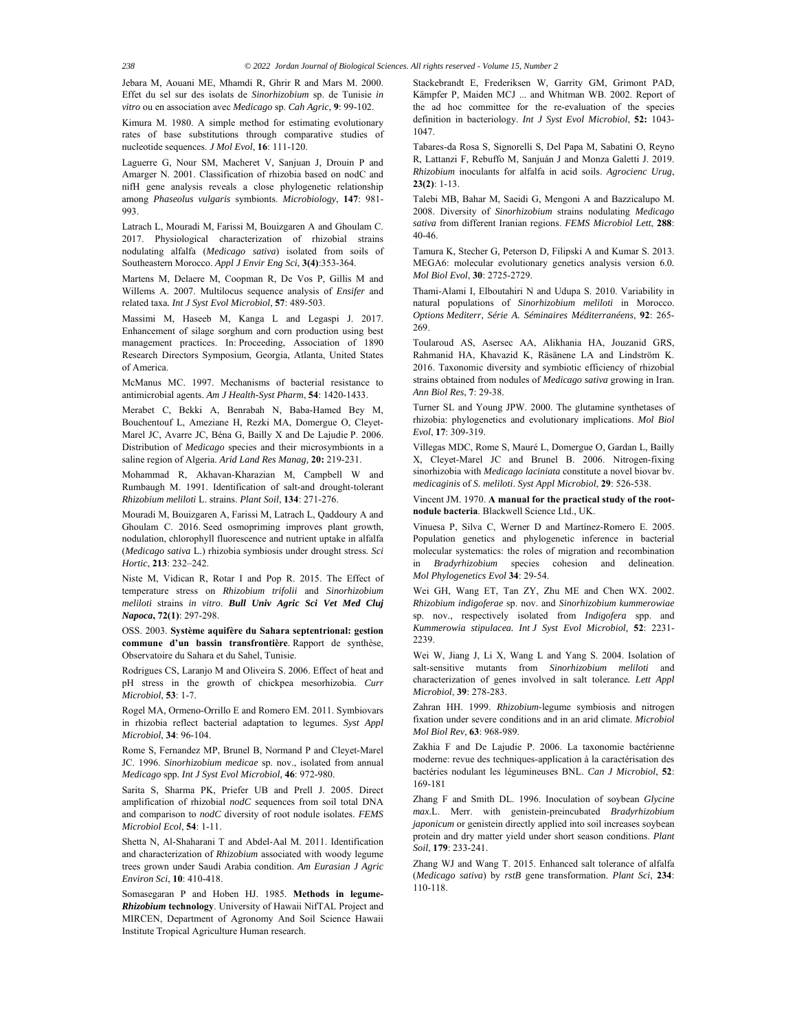Jebara M, Aouani ME, Mhamdi R, Ghrir R and Mars M. 2000. Effet du sel sur des isolats de *Sinorhizobium* sp. de Tunisie *in vitro* ou en association avec *Medicago* sp. *Cah Agric*, **9**: 99-102.

Kimura M. 1980. A simple method for estimating evolutionary rates of base substitutions through comparative studies of nucleotide sequences. *J Mol Evol*, **16**: 111-120.

Laguerre G, Nour SM, Macheret V, Sanjuan J, Drouin P and Amarger N. 2001. Classification of rhizobia based on nodC and nifH gene analysis reveals a close phylogenetic relationship among *Phaseolus vulgaris* symbionts. *Microbiology*, **147**: 981-993.

Latrach L, Mouradi M, Farissi M, Bouizgaren A and Ghoulam C. 2017. Physiological characterization of rhizobial strains nodulating alfalfa (*Medicago sativa*) isolated from soils of Southeastern Morocco. *Appl J Envir Eng Sci*, **3(4)**:353-364.

Martens M, Delaere M, Coopman R, De Vos P, Gillis M and Willems A. 2007. Multilocus sequence analysis of *Ensifer* and related taxa. *Int J Syst Evol Microbiol*, **57**: 489-503.

Massimi M, Haseeb M, Kanga L and Legaspi J. 2017. Enhancement of silage sorghum and corn production using best management practices. In: Proceeding, Association of 1890 Research Directors Symposium, Georgia, Atlanta, United States of America.

McManus MC. 1997. Mechanisms of bacterial resistance to antimicrobial agents. *Am J Health-Syst Pharm*, **54**: 1420-1433.

Merabet C, Bekki A, Benrabah N, Baba-Hamed Bey M, Bouchentouf L, Ameziane H, Rezki MA, Domergue O, Cleyet-Marel JC, Avarre JC, Béna G, Bailly X and De Lajudie P. 2006. Distribution of *Medicago* species and their microsymbionts in a saline region of Algeria. *Arid Land Res Manag*, **20:** 219-231.

Mohammad R, Akhavan-Kharazian M, Campbell W and Rumbaugh M. 1991. Identification of salt-and drought-tolerant *Rhizobium meliloti* L. strains. *Plant Soil*, **134**: 271-276.

Mouradi M, Bouizgaren A, Farissi M, Latrach L, Qaddoury A and Ghoulam C. 2016. Seed osmopriming improves plant growth, nodulation, chlorophyll fluorescence and nutrient uptake in alfalfa (*Medicago sativa* L.) rhizobia symbiosis under drought stress. *Sci Hortic*, **213**: 232–242.

Niste M, Vidican R, Rotar I and Pop R. 2015. The Effect of temperature stress on *Rhizobium trifolii* and *Sinorhizobium meliloti* strains *in vitro*. ***Bull Univ Agric Sci Vet Med Cluj Napoca*, 72(1)**: 297-298.

OSS. 2003. **Système aquifère du Sahara septentrional: gestion commune d'un bassin transfrontière**. Rapport de synthèse, Observatoire du Sahara et du Sahel, Tunisie.

Rodrigues CS, Laranjo M and Oliveira S. 2006. Effect of heat and pH stress in the growth of chickpea mesorhizobia. *Curr Microbiol*, **53**: 1-7.

Rogel MA, Ormeno-Orrillo E and Romero EM. 2011. Symbiovars in rhizobia reflect bacterial adaptation to legumes. *Syst Appl Microbiol*, **34**: 96-104.

Rome S, Fernandez MP, Brunel B, Normand P and Cleyet-Marel JC. 1996. *Sinorhizobium medicae* sp. nov., isolated from annual *Medicago* spp. *Int J Syst Evol Microbiol*, **46**: 972-980.

Sarita S, Sharma PK, Priefer UB and Prell J. 2005. Direct amplification of rhizobial *nodC* sequences from soil total DNA and comparison to *nodC* diversity of root nodule isolates. *FEMS Microbiol Ecol*, **54**: 1-11.

Shetta N, Al-Shaharani T and Abdel-Aal M. 2011. Identification and characterization of *Rhizobium* associated with woody legume trees grown under Saudi Arabia condition. *Am Eurasian J Agric Environ Sci*, **10**: 410-418.

Somasegaran P and Hoben HJ. 1985. **Methods in legume-*Rhizobium* technology**. University of Hawaii NifTAL Project and MIRCEN, Department of Agronomy And Soil Science Hawaii Institute Tropical Agriculture Human research.

Stackebrandt E, Frederiksen W, Garrity GM, Grimont PAD, Kämpfer P, Maiden MCJ ... and Whitman WB. 2002. Report of the ad hoc committee for the re-evaluation of the species definition in bacteriology. *Int J Syst Evol Microbiol*, **52:** 1043-1047.

Tabares-da Rosa S, Signorelli S, Del Papa M, Sabatini O, Reyno R, Lattanzi F, Rebuffo M, Sanjuán J and Monza Galetti J. 2019. *Rhizobium* inoculants for alfalfa in acid soils. *Agrocienc Urug*, **23(2)**: 1-13.

Talebi MB, Bahar M, Saeidi G, Mengoni A and Bazzicalupo M. 2008. Diversity of *Sinorhizobium* strains nodulating *Medicago sativa* from different Iranian regions. *FEMS Microbiol Lett*, **288**: 40-46.

Tamura K, Stecher G, Peterson D, Filipski A and Kumar S. 2013. MEGA6: molecular evolutionary genetics analysis version 6.0. *Mol Biol Evol*, **30**: 2725-2729.

Thami-Alami I, Elboutahiri N and Udupa S. 2010. Variability in natural populations of *Sinorhizobium meliloti* in Morocco. *Options Mediterr*, *Série A. Séminaires Méditerranéens*, **92**: 265-269.

Toularoud AS, Asersec AA, Alikhania HA, Jouzanid GRS, Rahmanid HA, Khavazid K, Räsänene LA and Lindström K. 2016. Taxonomic diversity and symbiotic efficiency of rhizobial strains obtained from nodules of *Medicago sativa* growing in Iran. *Ann Biol Res*, **7**: 29-38.

Turner SL and Young JPW. 2000. The glutamine synthetases of rhizobia: phylogenetics and evolutionary implications. *Mol Biol Evol*, **17**: 309-319.

Villegas MDC, Rome S, Mauré L, Domergue O, Gardan L, Bailly X, Cleyet-Marel JC and Brunel B. 2006. Nitrogen-fixing sinorhizobia with *Medicago laciniata* constitute a novel biovar bv. *medicaginis* of *S. meliloti*. *Syst Appl Microbiol*, **29**: 526-538.

Vincent JM. 1970. **A manual for the practical study of the root-nodule bacteria**. Blackwell Science Ltd., UK.

Vinuesa P, Silva C, Werner D and Martínez-Romero E. 2005. Population genetics and phylogenetic inference in bacterial molecular systematics: the roles of migration and recombination in *Bradyrhizobium* species cohesion and delineation. *Mol Phylogenetics Evol* **34**: 29-54.

Wei GH, Wang ET, Tan ZY, Zhu ME and Chen WX. 2002. *Rhizobium indigoferae* sp. nov. and *Sinorhizobium kummerowiae* sp. nov., respectively isolated from *Indigofera* spp. and *Kummerowia stipulacea*. *Int J Syst Evol Microbiol*, **52**: 2231-2239.

Wei W, Jiang J, Li X, Wang L and Yang S. 2004. Isolation of salt-sensitive mutants from *Sinorhizobium meliloti* and characterization of genes involved in salt tolerance. *Lett Appl Microbiol*, **39**: 278-283.

Zahran HH. 1999. *Rhizobium*-legume symbiosis and nitrogen fixation under severe conditions and in an arid climate. *Microbiol Mol Biol Rev*, **63**: 968-989.

Zakhia F and De Lajudie P. 2006. La taxonomie bactérienne moderne: revue des techniques-application à la caractérisation des bactéries nodulant les légumineuses BNL. *Can J Microbiol*, **52**: 169-181

Zhang F and Smith DL. 1996. Inoculation of soybean *Glycine max*.L. Merr. with genistein-preincubated *Bradyrhizobium japonicum* or genistein directly applied into soil increases soybean protein and dry matter yield under short season conditions. *Plant Soil*, **179**: 233-241.

Zhang WJ and Wang T. 2015. Enhanced salt tolerance of alfalfa (*Medicago sativa*) by *rstB* gene transformation. *Plant Sci*, **234**: 110-118.